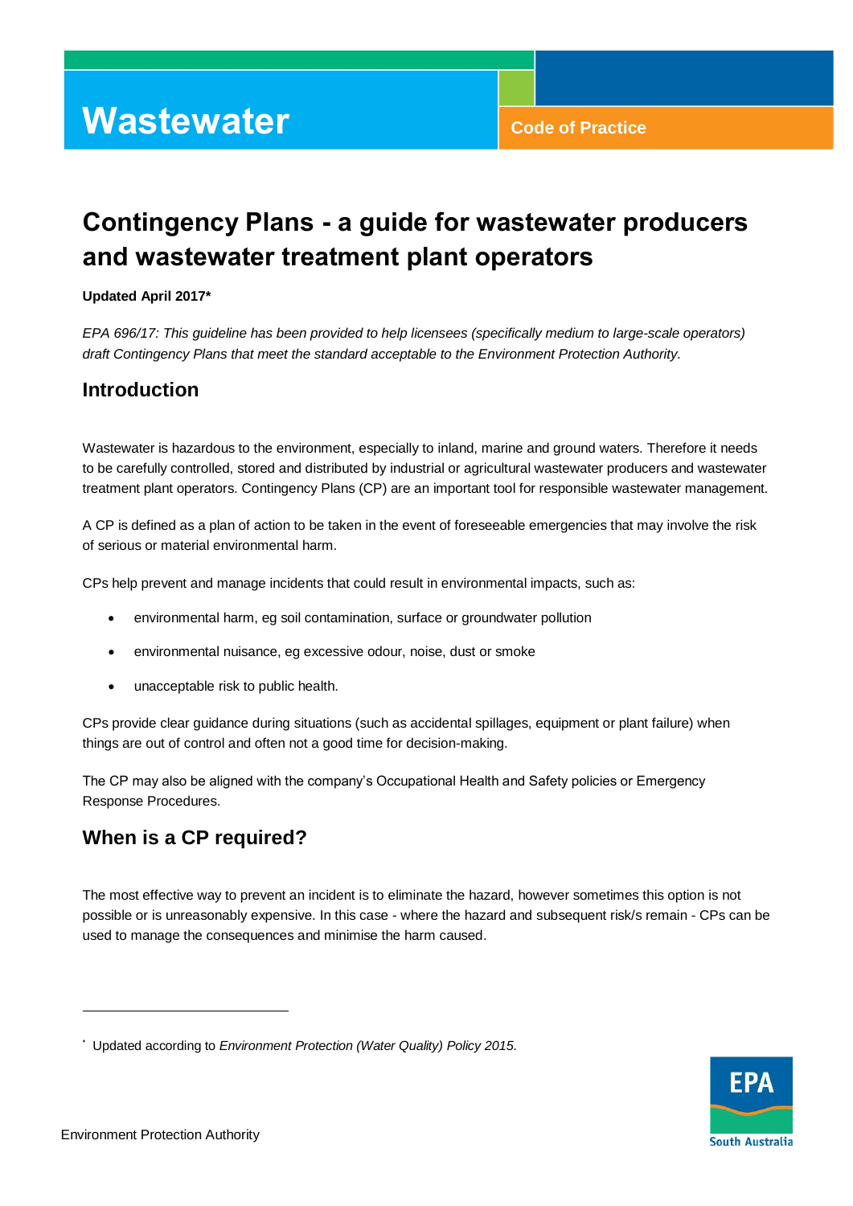# Wastewater

**Code of Practice**

# Contingency Plans - a guide for wastewater producers and wastewater treatment plant operators

**Updated April 2017***

*EPA 696/17: This guideline has been provided to help licensees (specifically medium to large-scale operators) draft Contingency Plans that meet the standard acceptable to the Environment Protection Authority.*

## Introduction

Wastewater is hazardous to the environment, especially to inland, marine and ground waters. Therefore it needs to be carefully controlled, stored and distributed by industrial or agricultural wastewater producers and wastewater treatment plant operators. Contingency Plans (CP) are an important tool for responsible wastewater management.

A CP is defined as a plan of action to be taken in the event of foreseeable emergencies that may involve the risk of serious or material environmental harm.

CPs help prevent and manage incidents that could result in environmental impacts, such as:

- environmental harm, eg soil contamination, surface or groundwater pollution
- environmental nuisance, eg excessive odour, noise, dust or smoke
- unacceptable risk to public health.

CPs provide clear guidance during situations (such as accidental spillages, equipment or plant failure) when things are out of control and often not a good time for decision-making.

The CP may also be aligned with the company's Occupational Health and Safety policies or Emergency Response Procedures.

## When is a CP required?

The most effective way to prevent an incident is to eliminate the hazard, however sometimes this option is not possible or is unreasonably expensive. In this case - where the hazard and subsequent risk/s remain - CPs can be used to manage the consequences and minimise the harm caused.

---

* Updated according to *Environment Protection (Water Quality) Policy 2015.*

Environment Protection Authority

EPA South Australia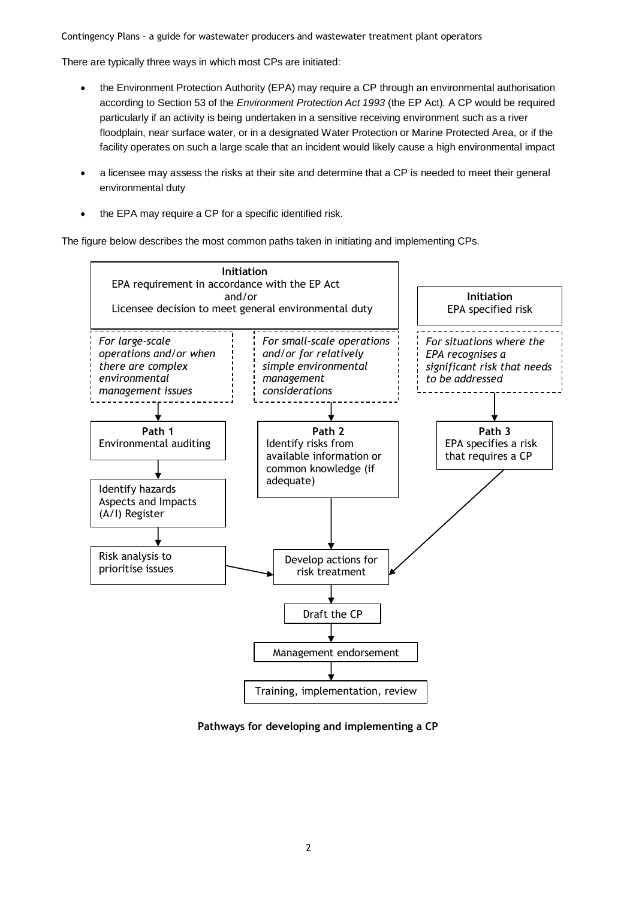There are typically three ways in which most CPs are initiated:

- the Environment Protection Authority (EPA) may require a CP through an environmental authorisation according to Section 53 of the *Environment Protection Act 1993* (the EP Act). A CP would be required particularly if an activity is being undertaken in a sensitive receiving environment such as a river floodplain, near surface water, or in a designated Water Protection or Marine Protected Area, or if the facility operates on such a large scale that an incident would likely cause a high environmental impact
- a licensee may assess the risks at their site and determine that a CP is needed to meet their general environmental duty
- the EPA may require a CP for a specific identified risk.

The figure below describes the most common paths taken in initiating and implementing CPs.

**Initiation**
EPA requirement in accordance with the EP Act
and/or
Licensee decision to meet general environmental duty

*For large-scale operations and/or when there are complex environmental management issues*

**Path 1**
Environmental auditing

Identify hazards
Aspects and Impacts (A/I) Register

Risk analysis to prioritise issues

*For small-scale operations and/or for relatively simple environmental management considerations*

**Path 2**
Identify risks from available information or common knowledge (if adequate)

**Initiation**
EPA specified risk

*For situations where the EPA recognises a significant risk that needs to be addressed*

**Path 3**
EPA specifies a risk that requires a CP

Develop actions for risk treatment

Draft the CP

Management endorsement

Training, implementation, review

**Pathways for developing and implementing a CP**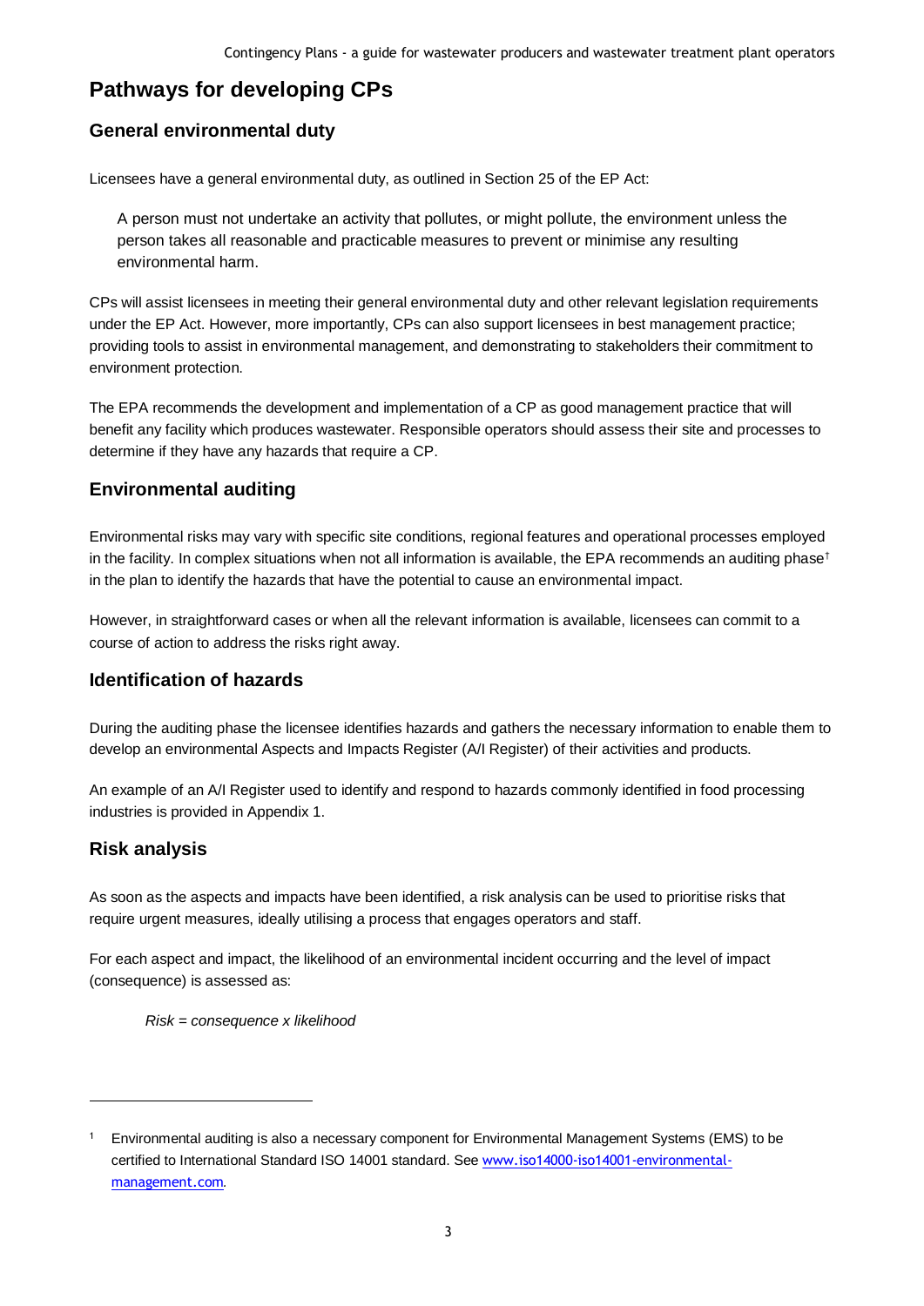## Pathways for developing CPs

### General environmental duty

Licensees have a general environmental duty, as outlined in Section 25 of the EP Act:

> A person must not undertake an activity that pollutes, or might pollute, the environment unless the person takes all reasonable and practicable measures to prevent or minimise any resulting environmental harm.

CPs will assist licensees in meeting their general environmental duty and other relevant legislation requirements under the EP Act. However, more importantly, CPs can also support licensees in best management practice; providing tools to assist in environmental management, and demonstrating to stakeholders their commitment to environment protection.

The EPA recommends the development and implementation of a CP as good management practice that will benefit any facility which produces wastewater. Responsible operators should assess their site and processes to determine if they have any hazards that require a CP.

### Environmental auditing

Environmental risks may vary with specific site conditions, regional features and operational processes employed in the facility. In complex situations when not all information is available, the EPA recommends an auditing phase[1] in the plan to identify the hazards that have the potential to cause an environmental impact.

However, in straightforward cases or when all the relevant information is available, licensees can commit to a course of action to address the risks right away.

### Identification of hazards

During the auditing phase the licensee identifies hazards and gathers the necessary information to enable them to develop an environmental Aspects and Impacts Register (A/I Register) of their activities and products.

An example of an A/I Register used to identify and respond to hazards commonly identified in food processing industries is provided in Appendix 1.

### Risk analysis

As soon as the aspects and impacts have been identified, a risk analysis can be used to prioritise risks that require urgent measures, ideally utilising a process that engages operators and staff.

For each aspect and impact, the likelihood of an environmental incident occurring and the level of impact (consequence) is assessed as:

*Risk = consequence x likelihood*

---

[1] Environmental auditing is also a necessary component for Environmental Management Systems (EMS) to be certified to International Standard ISO 14001 standard. See www.iso14000-iso14001-environmental-management.com.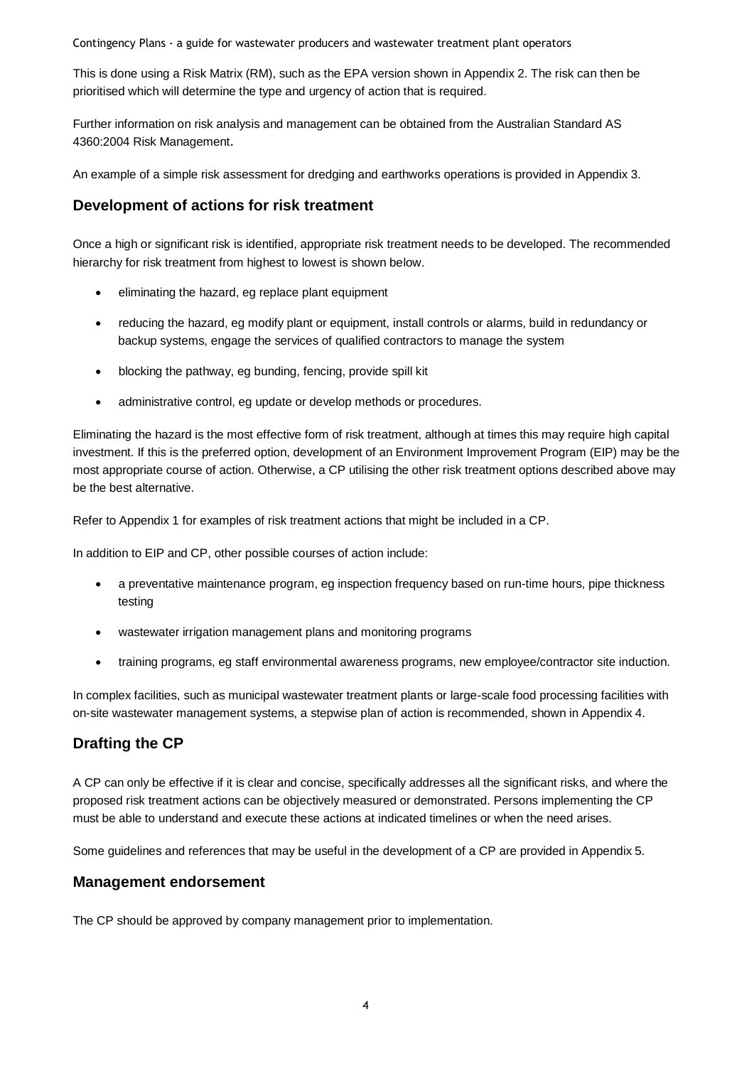This is done using a Risk Matrix (RM), such as the EPA version shown in Appendix 2. The risk can then be prioritised which will determine the type and urgency of action that is required.

Further information on risk analysis and management can be obtained from the Australian Standard AS 4360:2004 Risk Management**.**

An example of a simple risk assessment for dredging and earthworks operations is provided in Appendix 3.

## Development of actions for risk treatment

Once a high or significant risk is identified, appropriate risk treatment needs to be developed. The recommended hierarchy for risk treatment from highest to lowest is shown below.

- eliminating the hazard, eg replace plant equipment
- reducing the hazard, eg modify plant or equipment, install controls or alarms, build in redundancy or backup systems, engage the services of qualified contractors to manage the system
- blocking the pathway, eg bunding, fencing, provide spill kit
- administrative control, eg update or develop methods or procedures.

Eliminating the hazard is the most effective form of risk treatment, although at times this may require high capital investment. If this is the preferred option, development of an Environment Improvement Program (EIP) may be the most appropriate course of action. Otherwise, a CP utilising the other risk treatment options described above may be the best alternative.

Refer to Appendix 1 for examples of risk treatment actions that might be included in a CP.

In addition to EIP and CP, other possible courses of action include:

- a preventative maintenance program, eg inspection frequency based on run-time hours, pipe thickness testing
- wastewater irrigation management plans and monitoring programs
- training programs, eg staff environmental awareness programs, new employee/contractor site induction.

In complex facilities, such as municipal wastewater treatment plants or large-scale food processing facilities with on-site wastewater management systems, a stepwise plan of action is recommended, shown in Appendix 4.

## Drafting the CP

A CP can only be effective if it is clear and concise, specifically addresses all the significant risks, and where the proposed risk treatment actions can be objectively measured or demonstrated. Persons implementing the CP must be able to understand and execute these actions at indicated timelines or when the need arises.

Some guidelines and references that may be useful in the development of a CP are provided in Appendix 5.

## Management endorsement

The CP should be approved by company management prior to implementation.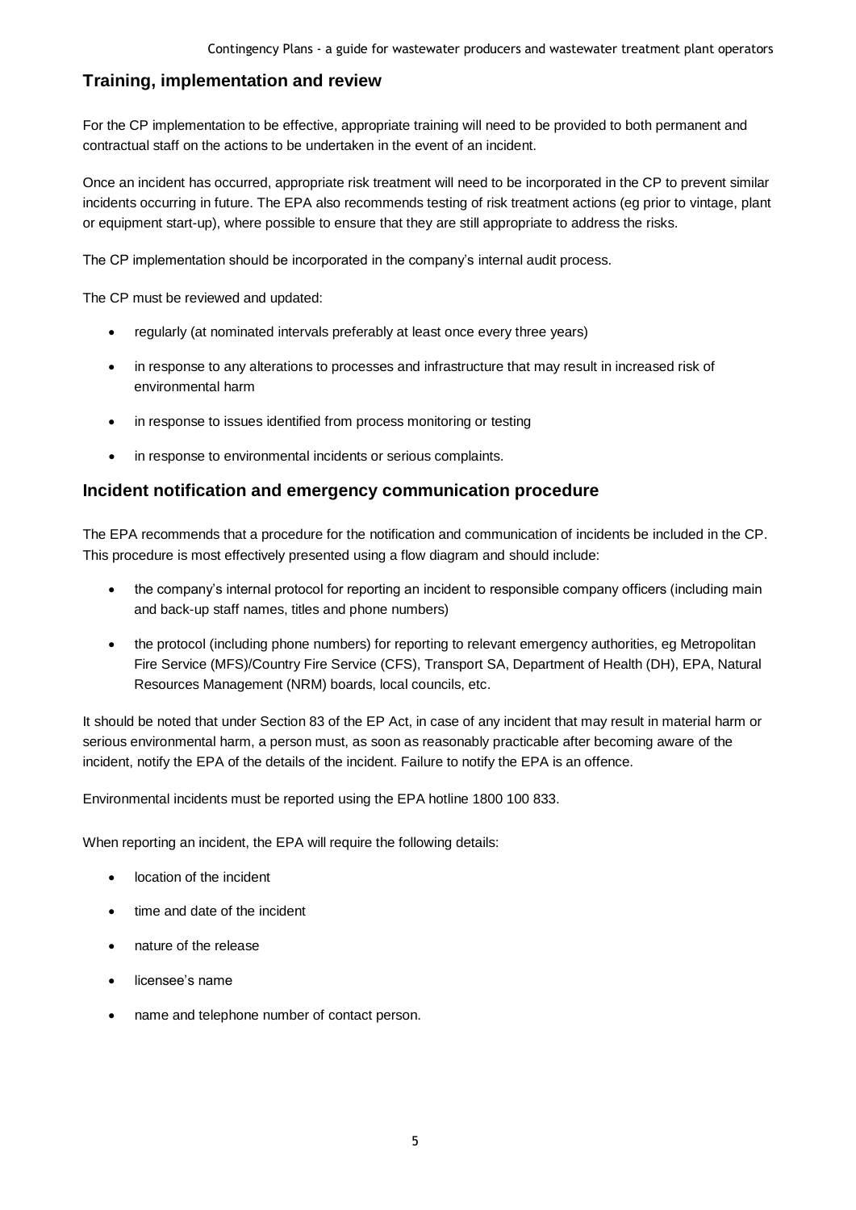## Training, implementation and review

For the CP implementation to be effective, appropriate training will need to be provided to both permanent and contractual staff on the actions to be undertaken in the event of an incident.

Once an incident has occurred, appropriate risk treatment will need to be incorporated in the CP to prevent similar incidents occurring in future. The EPA also recommends testing of risk treatment actions (eg prior to vintage, plant or equipment start-up), where possible to ensure that they are still appropriate to address the risks.

The CP implementation should be incorporated in the company's internal audit process.

The CP must be reviewed and updated:

- regularly (at nominated intervals preferably at least once every three years)
- in response to any alterations to processes and infrastructure that may result in increased risk of environmental harm
- in response to issues identified from process monitoring or testing
- in response to environmental incidents or serious complaints.

## Incident notification and emergency communication procedure

The EPA recommends that a procedure for the notification and communication of incidents be included in the CP. This procedure is most effectively presented using a flow diagram and should include:

- the company's internal protocol for reporting an incident to responsible company officers (including main and back-up staff names, titles and phone numbers)
- the protocol (including phone numbers) for reporting to relevant emergency authorities, eg Metropolitan Fire Service (MFS)/Country Fire Service (CFS), Transport SA, Department of Health (DH), EPA, Natural Resources Management (NRM) boards, local councils, etc.

It should be noted that under Section 83 of the EP Act, in case of any incident that may result in material harm or serious environmental harm, a person must, as soon as reasonably practicable after becoming aware of the incident, notify the EPA of the details of the incident. Failure to notify the EPA is an offence.

Environmental incidents must be reported using the EPA hotline 1800 100 833.

When reporting an incident, the EPA will require the following details:

- location of the incident
- time and date of the incident
- nature of the release
- licensee's name
- name and telephone number of contact person.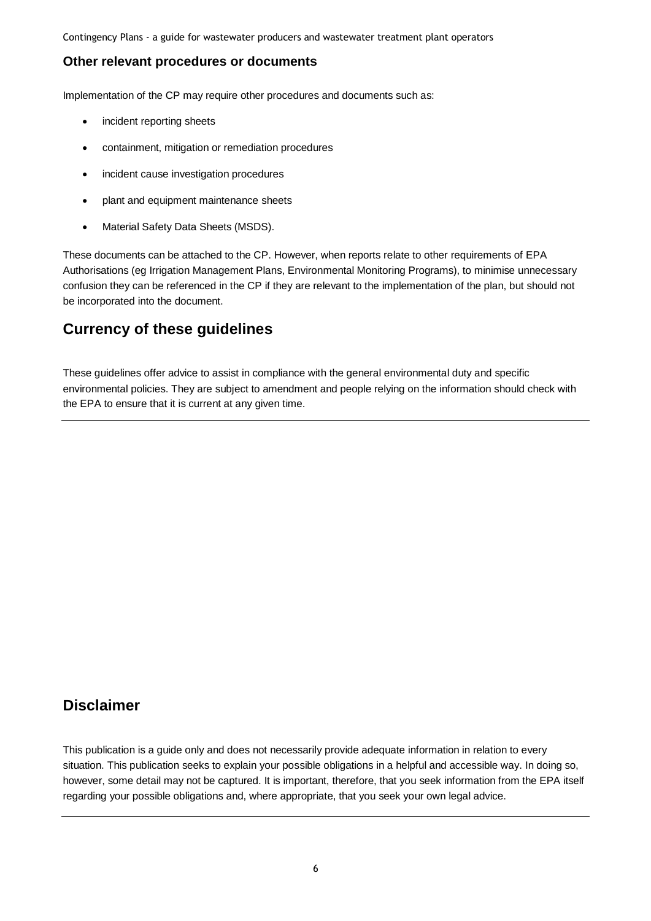### Other relevant procedures or documents

Implementation of the CP may require other procedures and documents such as:

- incident reporting sheets
- containment, mitigation or remediation procedures
- incident cause investigation procedures
- plant and equipment maintenance sheets
- Material Safety Data Sheets (MSDS).

These documents can be attached to the CP. However, when reports relate to other requirements of EPA Authorisations (eg Irrigation Management Plans, Environmental Monitoring Programs), to minimise unnecessary confusion they can be referenced in the CP if they are relevant to the implementation of the plan, but should not be incorporated into the document.

## Currency of these guidelines

These guidelines offer advice to assist in compliance with the general environmental duty and specific environmental policies. They are subject to amendment and people relying on the information should check with the EPA to ensure that it is current at any given time.

---

## Disclaimer

This publication is a guide only and does not necessarily provide adequate information in relation to every situation. This publication seeks to explain your possible obligations in a helpful and accessible way. In doing so, however, some detail may not be captured. It is important, therefore, that you seek information from the EPA itself regarding your possible obligations and, where appropriate, that you seek your own legal advice.

---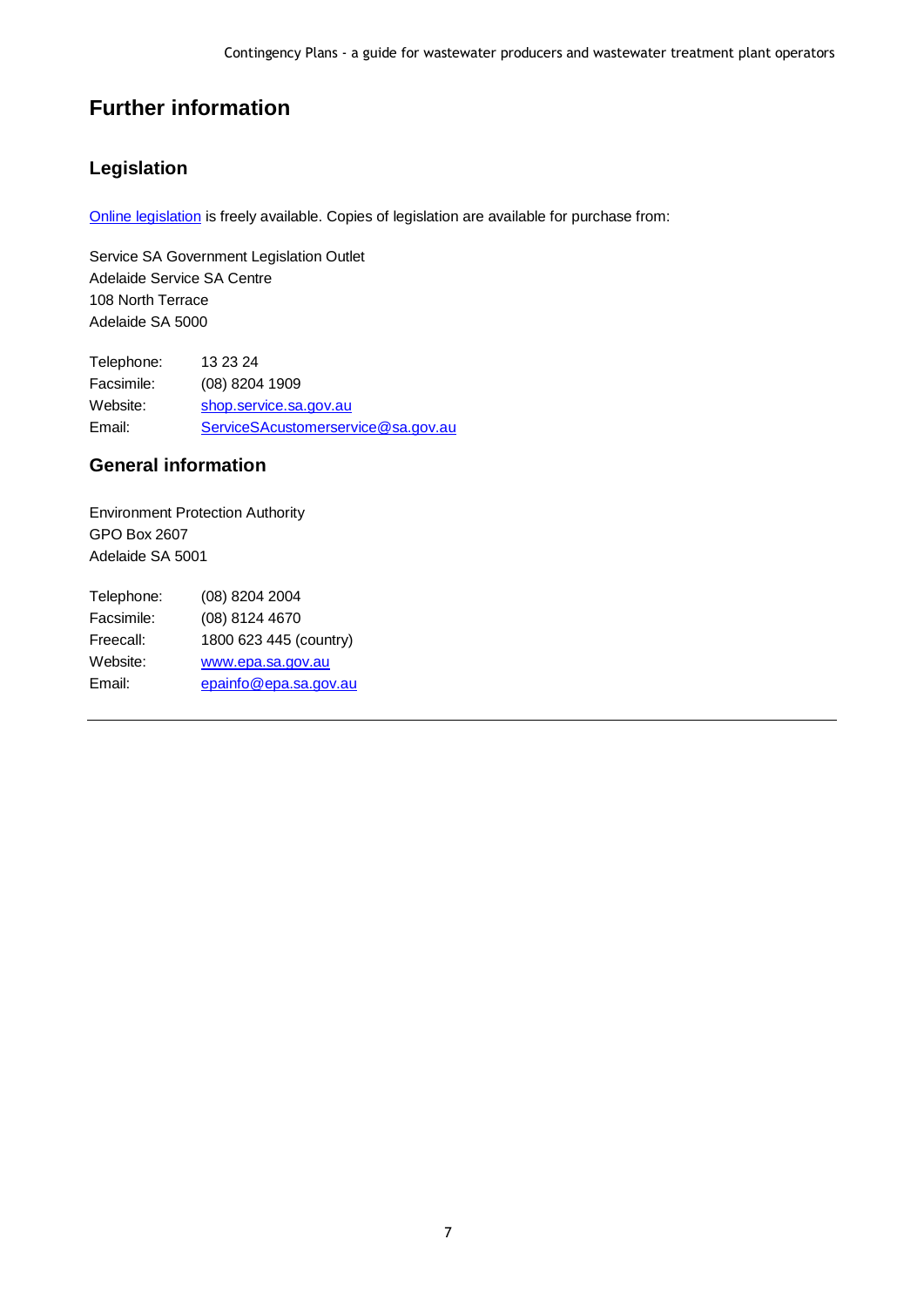# Further information

## Legislation

Online legislation is freely available. Copies of legislation are available for purchase from:

Service SA Government Legislation Outlet
Adelaide Service SA Centre
108 North Terrace
Adelaide SA 5000

Telephone: 13 23 24
Facsimile: (08) 8204 1909
Website: shop.service.sa.gov.au
Email: ServiceSAcustomerservice@sa.gov.au

## General information

Environment Protection Authority
GPO Box 2607
Adelaide SA 5001

Telephone: (08) 8204 2004
Facsimile: (08) 8124 4670
Freecall: 1800 623 445 (country)
Website: www.epa.sa.gov.au
Email: epainfo@epa.sa.gov.au

---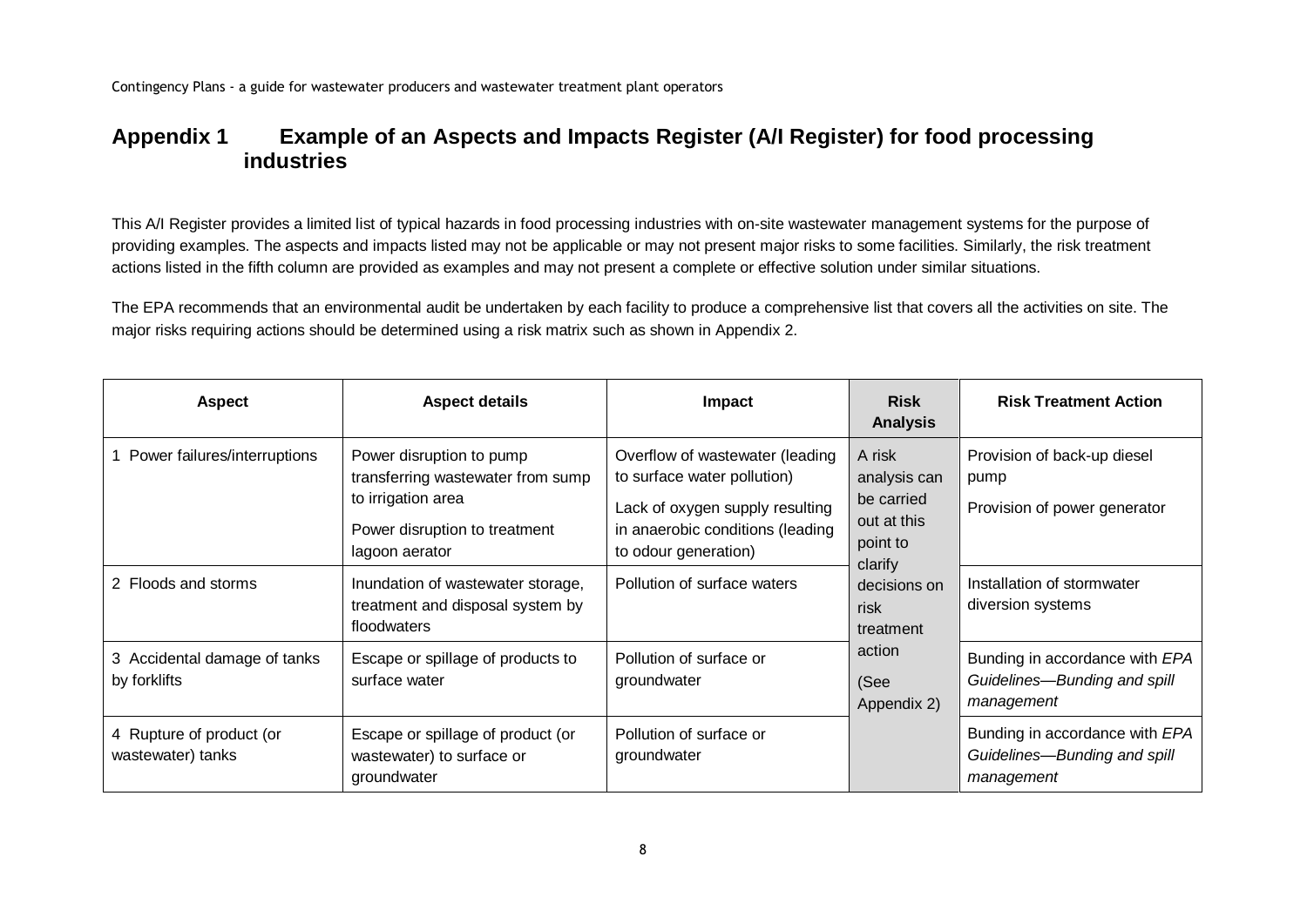## Appendix 1 Example of an Aspects and Impacts Register (A/I Register) for food processing industries

This A/I Register provides a limited list of typical hazards in food processing industries with on-site wastewater management systems for the purpose of providing examples. The aspects and impacts listed may not be applicable or may not present major risks to some facilities. Similarly, the risk treatment actions listed in the fifth column are provided as examples and may not present a complete or effective solution under similar situations.

The EPA recommends that an environmental audit be undertaken by each facility to produce a comprehensive list that covers all the activities on site. The major risks requiring actions should be determined using a risk matrix such as shown in Appendix 2.

| Aspect | Aspect details | Impact | Risk Analysis | Risk Treatment Action |
|---|---|---|---|---|
| 1 Power failures/interruptions | Power disruption to pump transferring wastewater from sump to irrigation area<br><br>Power disruption to treatment lagoon aerator | Overflow of wastewater (leading to surface water pollution)<br><br>Lack of oxygen supply resulting in anaerobic conditions (leading to odour generation) | A risk analysis can be carried out at this point to clarify decisions on risk treatment action<br><br>(See Appendix 2) | Provision of back-up diesel pump<br><br>Provision of power generator |
| 2 Floods and storms | Inundation of wastewater storage, treatment and disposal system by floodwaters | Pollution of surface waters | | Installation of stormwater diversion systems |
| 3 Accidental damage of tanks by forklifts | Escape or spillage of products to surface water | Pollution of surface or groundwater | | Bunding in accordance with *EPA Guidelines—Bunding and spill management* |
| 4 Rupture of product (or wastewater) tanks | Escape or spillage of product (or wastewater) to surface or groundwater | Pollution of surface or groundwater | | Bunding in accordance with *EPA Guidelines—Bunding and spill management* |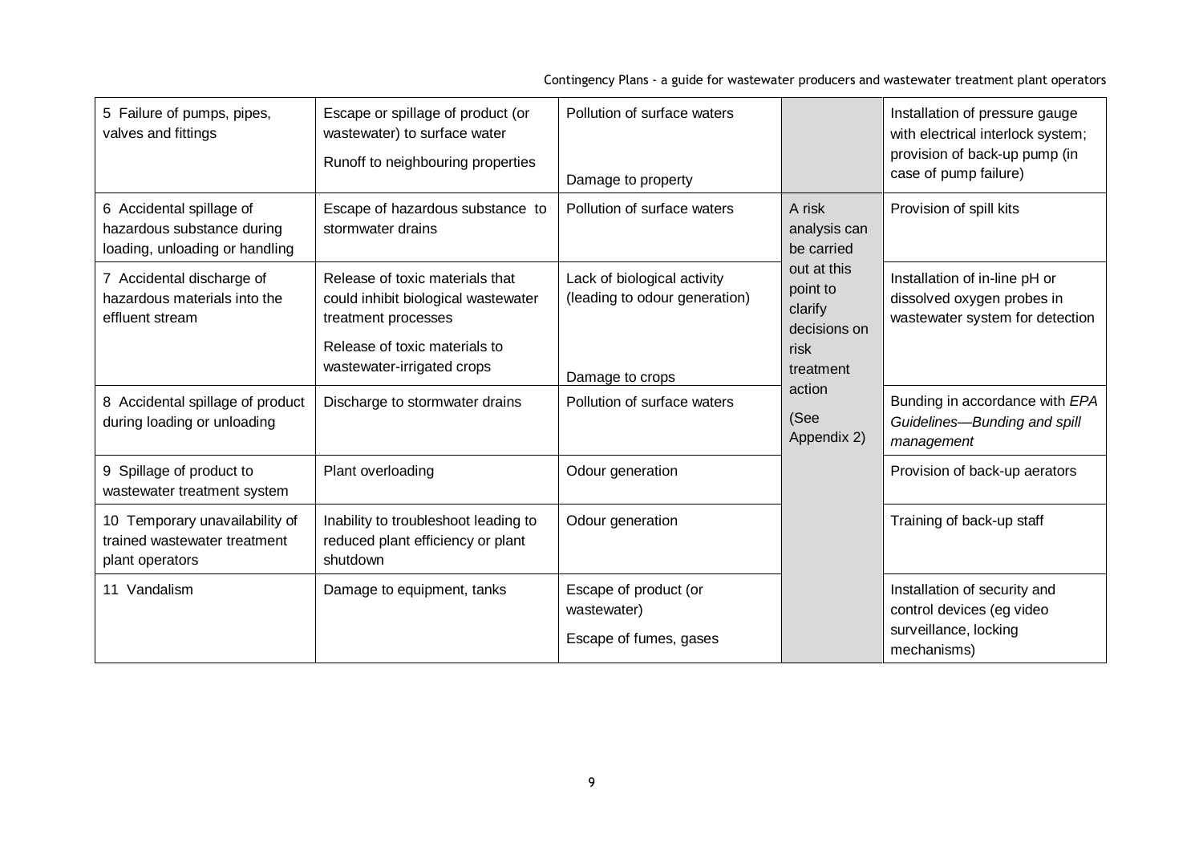| 5 Failure of pumps, pipes, valves and fittings | Escape or spillage of product (or wastewater) to surface water<br>Runoff to neighbouring properties | Pollution of surface waters<br>Damage to property | | Installation of pressure gauge with electrical interlock system; provision of back-up pump (in case of pump failure) |
|---|---|---|---|---|
| 6 Accidental spillage of hazardous substance during loading, unloading or handling | Escape of hazardous substance to stormwater drains | Pollution of surface waters | A risk analysis can be carried out at this point to clarify decisions on risk treatment action<br>(See Appendix 2) | Provision of spill kits |
| 7 Accidental discharge of hazardous materials into the effluent stream | Release of toxic materials that could inhibit biological wastewater treatment processes<br>Release of toxic materials to wastewater-irrigated crops | Lack of biological activity (leading to odour generation)<br>Damage to crops | | Installation of in-line pH or dissolved oxygen probes in wastewater system for detection |
| 8 Accidental spillage of product during loading or unloading | Discharge to stormwater drains | Pollution of surface waters | | Bunding in accordance with *EPA Guidelines—Bunding and spill management* |
| 9 Spillage of product to wastewater treatment system | Plant overloading | Odour generation | | Provision of back-up aerators |
| 10 Temporary unavailability of trained wastewater treatment plant operators | Inability to troubleshoot leading to reduced plant efficiency or plant shutdown | Odour generation | | Training of back-up staff |
| 11 Vandalism | Damage to equipment, tanks | Escape of product (or wastewater)<br>Escape of fumes, gases | | Installation of security and control devices (eg video surveillance, locking mechanisms) |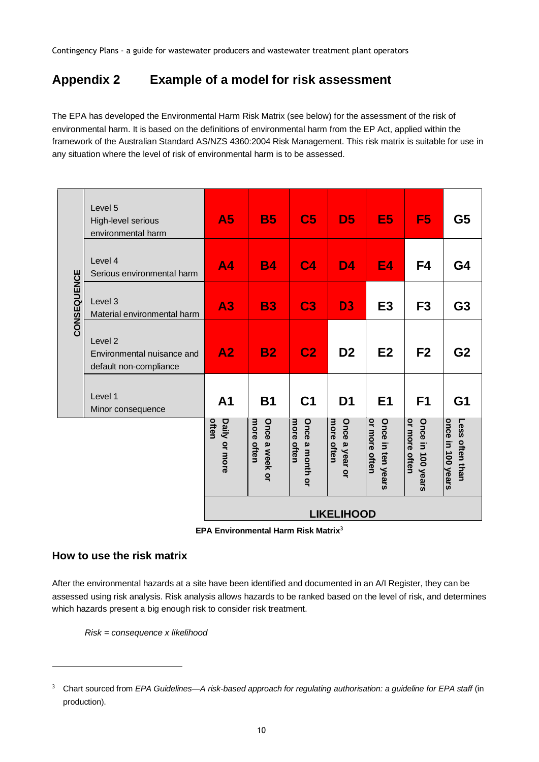## Appendix 2 Example of a model for risk assessment

The EPA has developed the Environmental Harm Risk Matrix (see below) for the assessment of the risk of environmental harm. It is based on the definitions of environmental harm from the EP Act, applied within the framework of the Australian Standard AS/NZS 4360:2004 Risk Management. This risk matrix is suitable for use in any situation where the level of risk of environmental harm is to be assessed.

| CONSEQUENCE | | | | | | | | |
|---|---|---|---|---|---|---|---|---|
| | Level 5 High-level serious environmental harm | A5 | B5 | C5 | D5 | E5 | F5 | G5 |
| | Level 4 Serious environmental harm | A4 | B4 | C4 | D4 | E4 | F4 | G4 |
| | Level 3 Material environmental harm | A3 | B3 | C3 | D3 | E3 | F3 | G3 |
| | Level 2 Environmental nuisance and default non-compliance | A2 | B2 | C2 | D2 | E2 | F2 | G2 |
| | Level 1 Minor consequence | A1 | B1 | C1 | D1 | E1 | F1 | G1 |
| | | Daily or more often | Once a week or more often | Once a month or more often | Once a year or more often | Once in ten years or more often | Once in 100 years or more often | Less often than once in 100 years |
| | | LIKELIHOOD | | | | | | |

**EPA Environmental Harm Risk Matrix**[3]

### How to use the risk matrix

After the environmental hazards at a site have been identified and documented in an A/I Register, they can be assessed using risk analysis. Risk analysis allows hazards to be ranked based on the level of risk, and determines which hazards present a big enough risk to consider risk treatment.

*Risk = consequence x likelihood*

[3] Chart sourced from *EPA Guidelines—A risk-based approach for regulating authorisation: a guideline for EPA staff* (in production).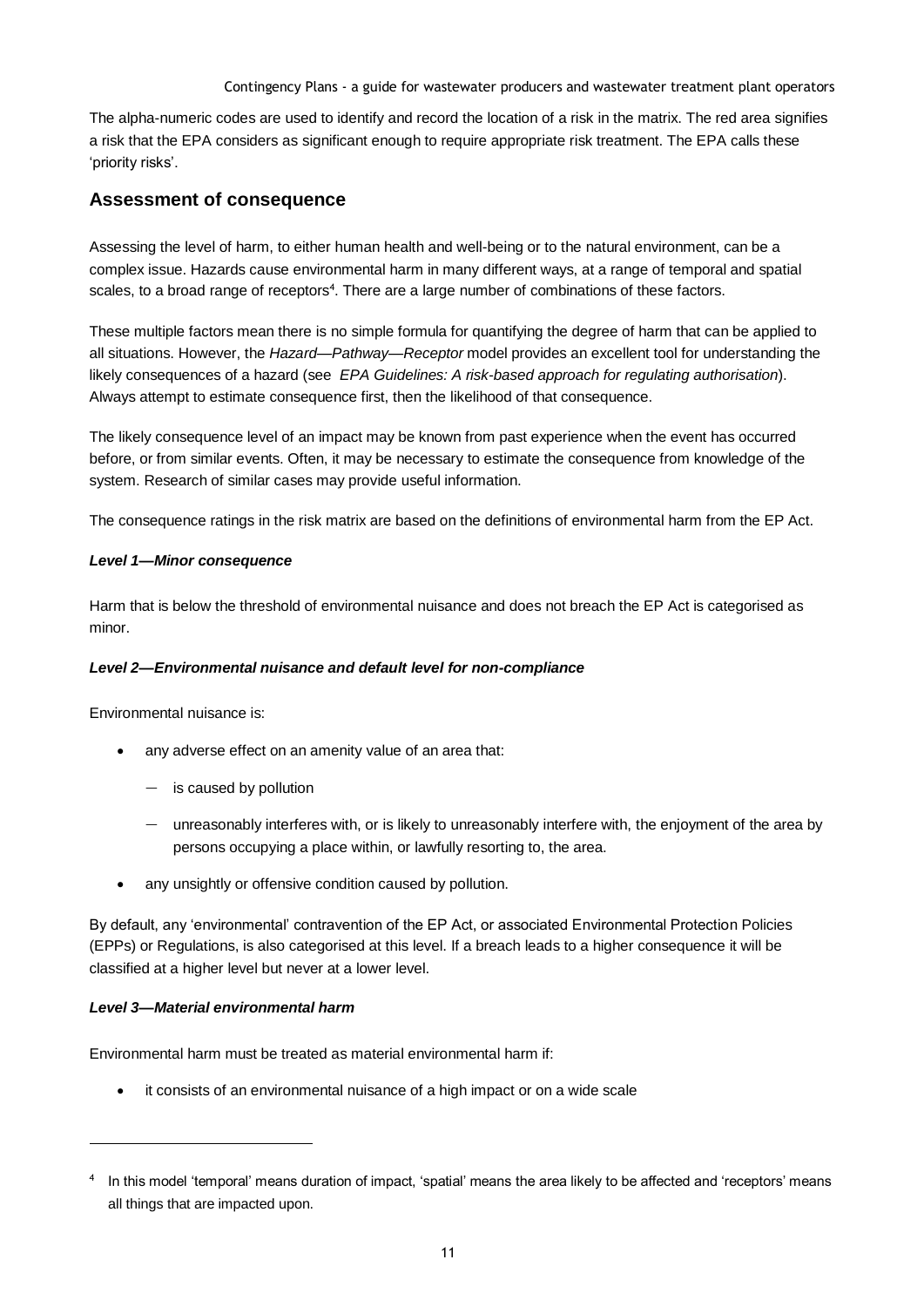The alpha-numeric codes are used to identify and record the location of a risk in the matrix. The red area signifies a risk that the EPA considers as significant enough to require appropriate risk treatment. The EPA calls these 'priority risks'.

## Assessment of consequence

Assessing the level of harm, to either human health and well-being or to the natural environment, can be a complex issue. Hazards cause environmental harm in many different ways, at a range of temporal and spatial scales, to a broad range of receptors[4]. There are a large number of combinations of these factors.

These multiple factors mean there is no simple formula for quantifying the degree of harm that can be applied to all situations. However, the *Hazard—Pathway—Receptor* model provides an excellent tool for understanding the likely consequences of a hazard (see *EPA Guidelines: A risk-based approach for regulating authorisation*). Always attempt to estimate consequence first, then the likelihood of that consequence.

The likely consequence level of an impact may be known from past experience when the event has occurred before, or from similar events. Often, it may be necessary to estimate the consequence from knowledge of the system. Research of similar cases may provide useful information.

The consequence ratings in the risk matrix are based on the definitions of environmental harm from the EP Act.

### *Level 1—Minor consequence*

Harm that is below the threshold of environmental nuisance and does not breach the EP Act is categorised as minor.

### *Level 2—Environmental nuisance and default level for non-compliance*

Environmental nuisance is:

- any adverse effect on an amenity value of an area that:
  - is caused by pollution
  - unreasonably interferes with, or is likely to unreasonably interfere with, the enjoyment of the area by persons occupying a place within, or lawfully resorting to, the area.
- any unsightly or offensive condition caused by pollution.

By default, any 'environmental' contravention of the EP Act, or associated Environmental Protection Policies (EPPs) or Regulations, is also categorised at this level. If a breach leads to a higher consequence it will be classified at a higher level but never at a lower level.

### *Level 3—Material environmental harm*

Environmental harm must be treated as material environmental harm if:

- it consists of an environmental nuisance of a high impact or on a wide scale

[4] In this model 'temporal' means duration of impact, 'spatial' means the area likely to be affected and 'receptors' means all things that are impacted upon.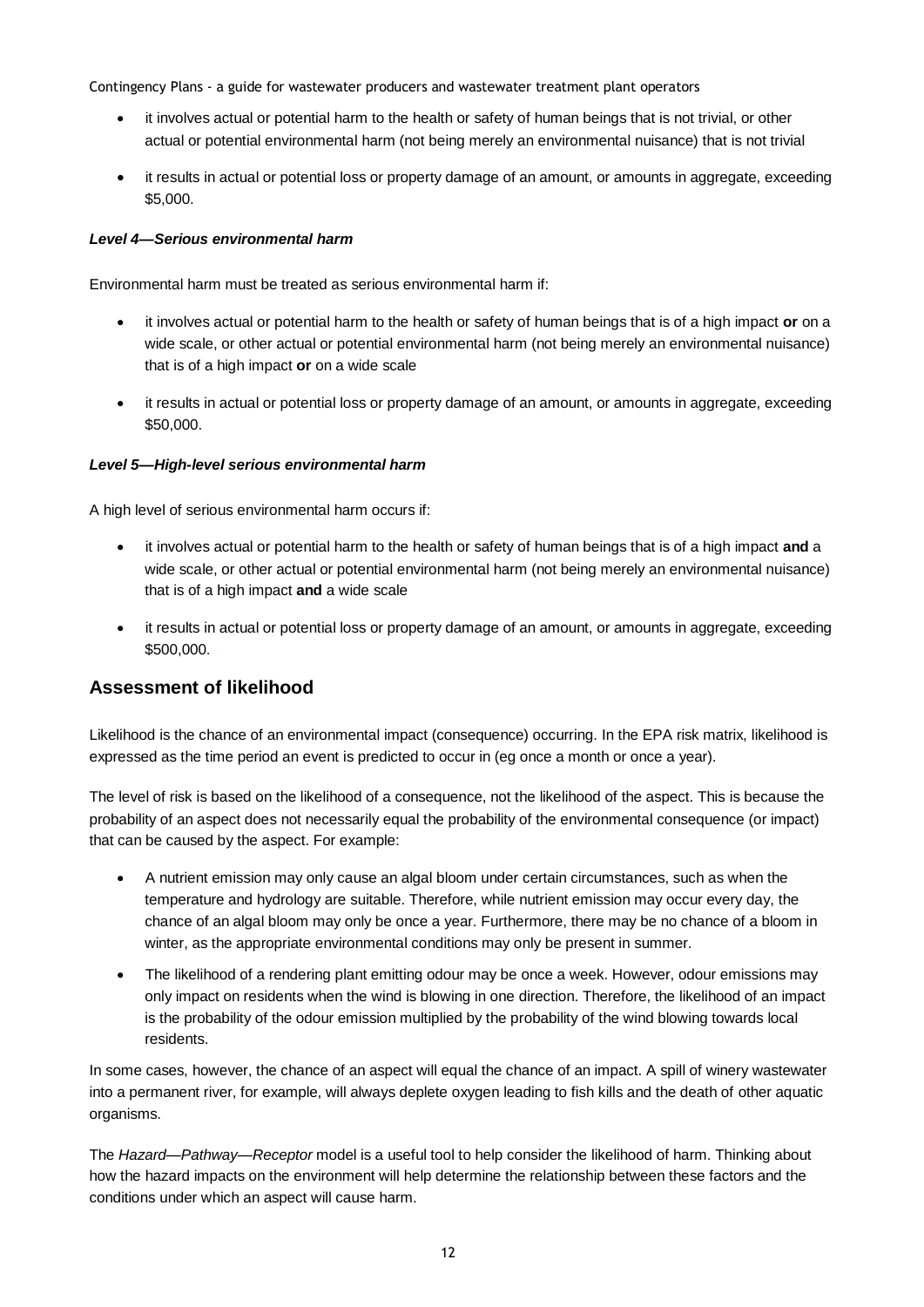- it involves actual or potential harm to the health or safety of human beings that is not trivial, or other actual or potential environmental harm (not being merely an environmental nuisance) that is not trivial
- it results in actual or potential loss or property damage of an amount, or amounts in aggregate, exceeding \$5,000.

#### *Level 4—Serious environmental harm*

Environmental harm must be treated as serious environmental harm if:

- it involves actual or potential harm to the health or safety of human beings that is of a high impact **or** on a wide scale, or other actual or potential environmental harm (not being merely an environmental nuisance) that is of a high impact **or** on a wide scale
- it results in actual or potential loss or property damage of an amount, or amounts in aggregate, exceeding \$50,000.

#### *Level 5—High-level serious environmental harm*

A high level of serious environmental harm occurs if:

- it involves actual or potential harm to the health or safety of human beings that is of a high impact **and** a wide scale, or other actual or potential environmental harm (not being merely an environmental nuisance) that is of a high impact **and** a wide scale
- it results in actual or potential loss or property damage of an amount, or amounts in aggregate, exceeding \$500,000.

## Assessment of likelihood

Likelihood is the chance of an environmental impact (consequence) occurring. In the EPA risk matrix, likelihood is expressed as the time period an event is predicted to occur in (eg once a month or once a year).

The level of risk is based on the likelihood of a consequence, not the likelihood of the aspect. This is because the probability of an aspect does not necessarily equal the probability of the environmental consequence (or impact) that can be caused by the aspect. For example:

- A nutrient emission may only cause an algal bloom under certain circumstances, such as when the temperature and hydrology are suitable. Therefore, while nutrient emission may occur every day, the chance of an algal bloom may only be once a year. Furthermore, there may be no chance of a bloom in winter, as the appropriate environmental conditions may only be present in summer.
- The likelihood of a rendering plant emitting odour may be once a week. However, odour emissions may only impact on residents when the wind is blowing in one direction. Therefore, the likelihood of an impact is the probability of the odour emission multiplied by the probability of the wind blowing towards local residents.

In some cases, however, the chance of an aspect will equal the chance of an impact. A spill of winery wastewater into a permanent river, for example, will always deplete oxygen leading to fish kills and the death of other aquatic organisms.

The *Hazard—Pathway—Receptor* model is a useful tool to help consider the likelihood of harm. Thinking about how the hazard impacts on the environment will help determine the relationship between these factors and the conditions under which an aspect will cause harm.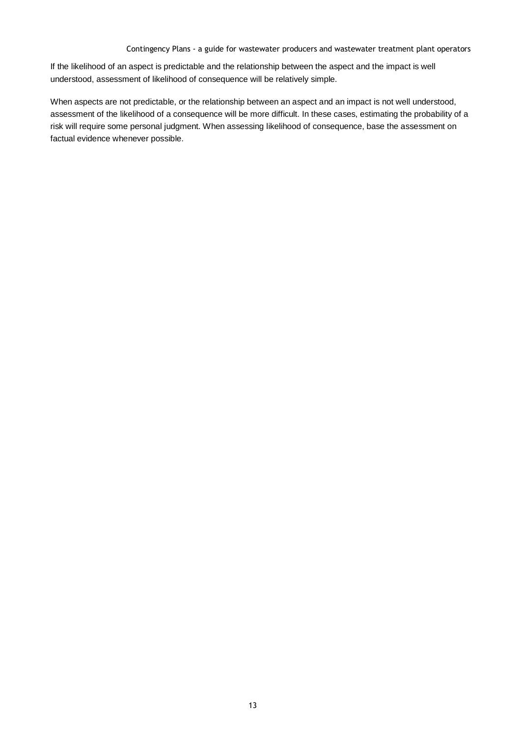If the likelihood of an aspect is predictable and the relationship between the aspect and the impact is well understood, assessment of likelihood of consequence will be relatively simple.

When aspects are not predictable, or the relationship between an aspect and an impact is not well understood, assessment of the likelihood of a consequence will be more difficult. In these cases, estimating the probability of a risk will require some personal judgment. When assessing likelihood of consequence, base the assessment on factual evidence whenever possible.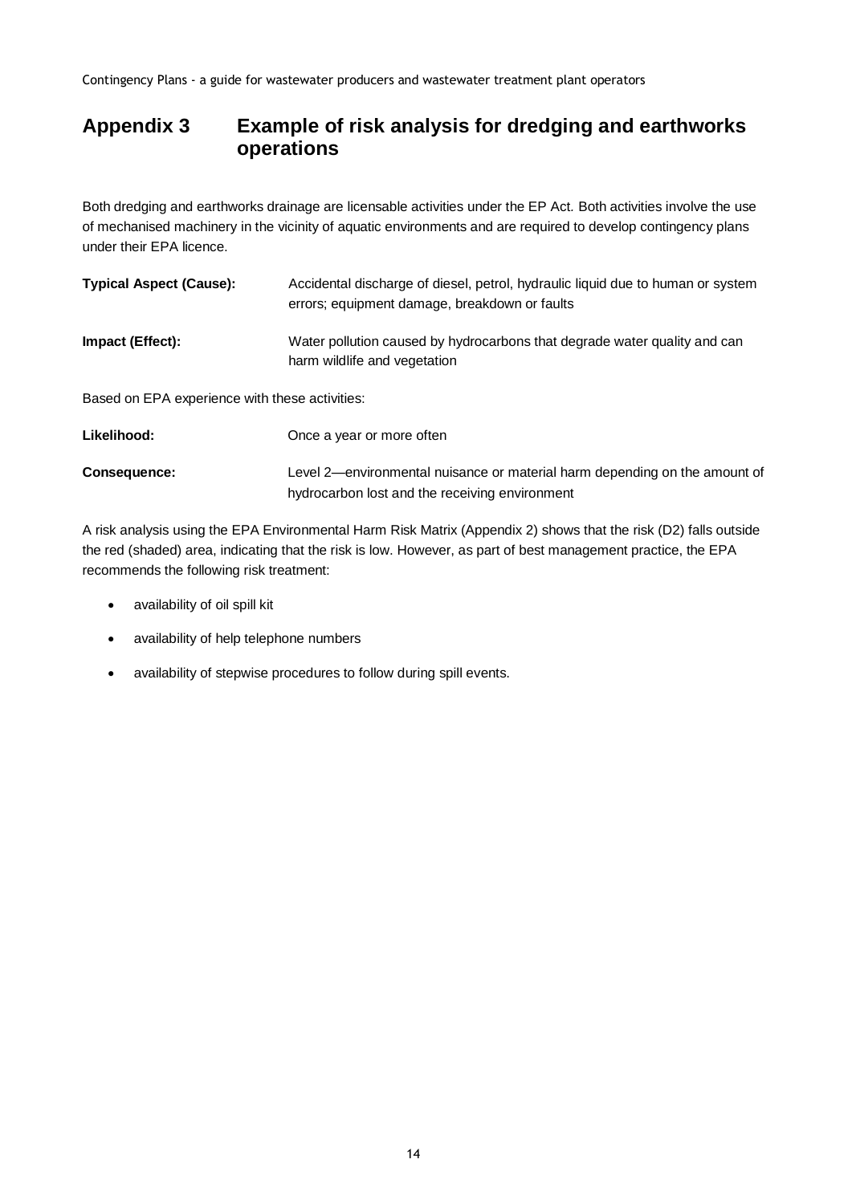# Appendix 3 Example of risk analysis for dredging and earthworks operations

Both dredging and earthworks drainage are licensable activities under the EP Act. Both activities involve the use of mechanised machinery in the vicinity of aquatic environments and are required to develop contingency plans under their EPA licence.

**Typical Aspect (Cause):** Accidental discharge of diesel, petrol, hydraulic liquid due to human or system errors; equipment damage, breakdown or faults

**Impact (Effect):** Water pollution caused by hydrocarbons that degrade water quality and can harm wildlife and vegetation

Based on EPA experience with these activities:

**Likelihood:** Once a year or more often

**Consequence:** Level 2—environmental nuisance or material harm depending on the amount of hydrocarbon lost and the receiving environment

A risk analysis using the EPA Environmental Harm Risk Matrix (Appendix 2) shows that the risk (D2) falls outside the red (shaded) area, indicating that the risk is low. However, as part of best management practice, the EPA recommends the following risk treatment:

- availability of oil spill kit
- availability of help telephone numbers
- availability of stepwise procedures to follow during spill events.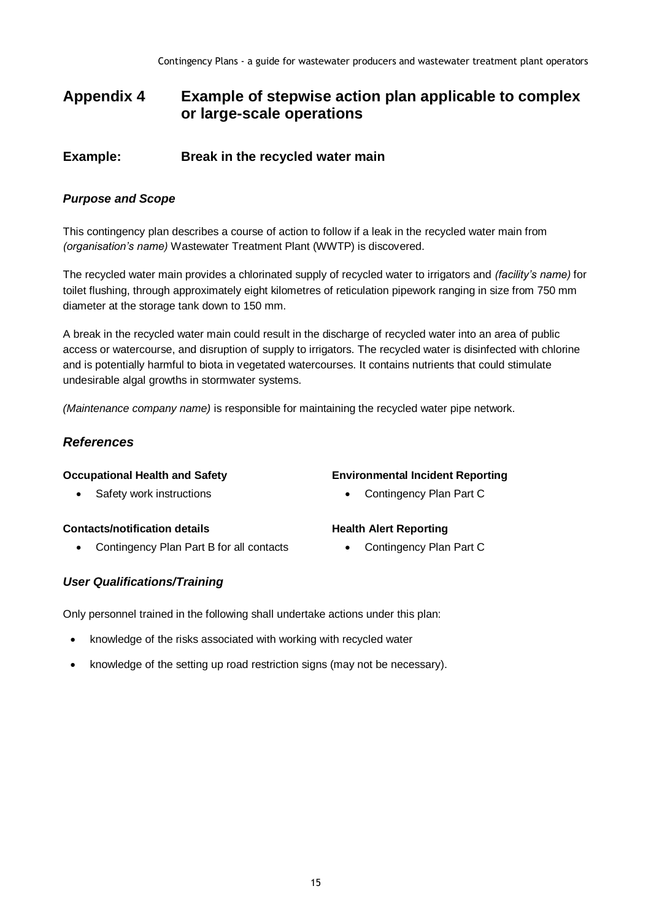## Appendix 4 Example of stepwise action plan applicable to complex or large-scale operations

### Example: Break in the recycled water main

#### *Purpose and Scope*

This contingency plan describes a course of action to follow if a leak in the recycled water main from *(organisation's name)* Wastewater Treatment Plant (WWTP) is discovered.

The recycled water main provides a chlorinated supply of recycled water to irrigators and *(facility's name)* for toilet flushing, through approximately eight kilometres of reticulation pipework ranging in size from 750 mm diameter at the storage tank down to 150 mm.

A break in the recycled water main could result in the discharge of recycled water into an area of public access or watercourse, and disruption of supply to irrigators. The recycled water is disinfected with chlorine and is potentially harmful to biota in vegetated watercourses. It contains nutrients that could stimulate undesirable algal growths in stormwater systems.

*(Maintenance company name)* is responsible for maintaining the recycled water pipe network.

### *References*

**Occupational Health and Safety**

- Safety work instructions

**Contacts/notification details**

- Contingency Plan Part B for all contacts

**Environmental Incident Reporting**

- Contingency Plan Part C

**Health Alert Reporting**

- Contingency Plan Part C

#### *User Qualifications/Training*

Only personnel trained in the following shall undertake actions under this plan:

- knowledge of the risks associated with working with recycled water
- knowledge of the setting up road restriction signs (may not be necessary).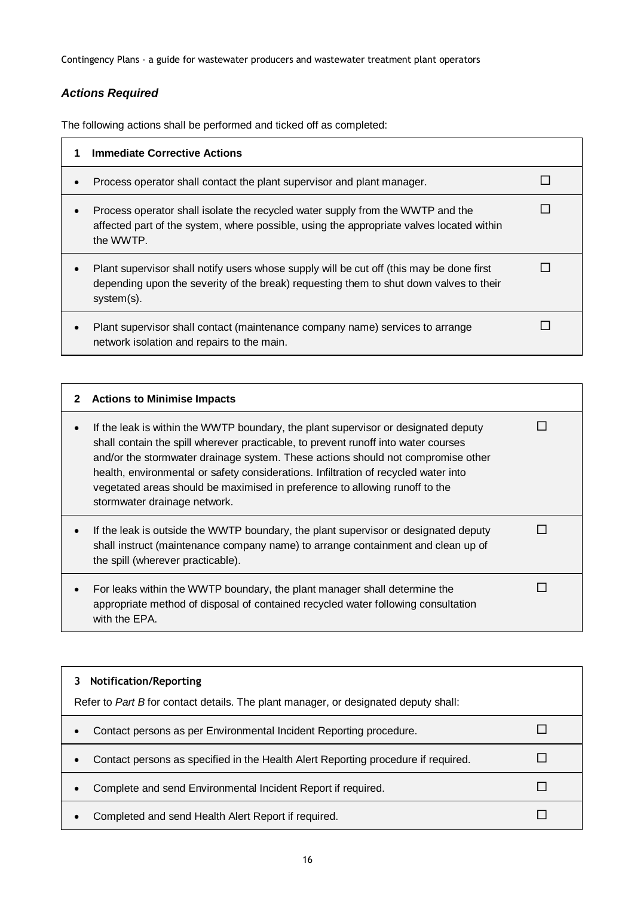### *Actions Required*

The following actions shall be performed and ticked off as completed:

| **1 Immediate Corrective Actions** | |
|---|---|
| • Process operator shall contact the plant supervisor and plant manager. | ☐ |
| • Process operator shall isolate the recycled water supply from the WWTP and the affected part of the system, where possible, using the appropriate valves located within the WWTP. | ☐ |
| • Plant supervisor shall notify users whose supply will be cut off (this may be done first depending upon the severity of the break) requesting them to shut down valves to their system(s). | ☐ |
| • Plant supervisor shall contact (maintenance company name) services to arrange network isolation and repairs to the main. | ☐ |

| **2 Actions to Minimise Impacts** | |
|---|---|
| • If the leak is within the WWTP boundary, the plant supervisor or designated deputy shall contain the spill wherever practicable, to prevent runoff into water courses and/or the stormwater drainage system. These actions should not compromise other health, environmental or safety considerations. Infiltration of recycled water into vegetated areas should be maximised in preference to allowing runoff to the stormwater drainage network. | ☐ |
| • If the leak is outside the WWTP boundary, the plant supervisor or designated deputy shall instruct (maintenance company name) to arrange containment and clean up of the spill (wherever practicable). | ☐ |
| • For leaks within the WWTP boundary, the plant manager shall determine the appropriate method of disposal of contained recycled water following consultation with the EPA. | ☐ |

| **3 Notification/Reporting**<br>Refer to *Part B* for contact details. The plant manager, or designated deputy shall: | |
|---|---|
| • Contact persons as per Environmental Incident Reporting procedure. | ☐ |
| • Contact persons as specified in the Health Alert Reporting procedure if required. | ☐ |
| • Complete and send Environmental Incident Report if required. | ☐ |
| • Completed and send Health Alert Report if required. | ☐ |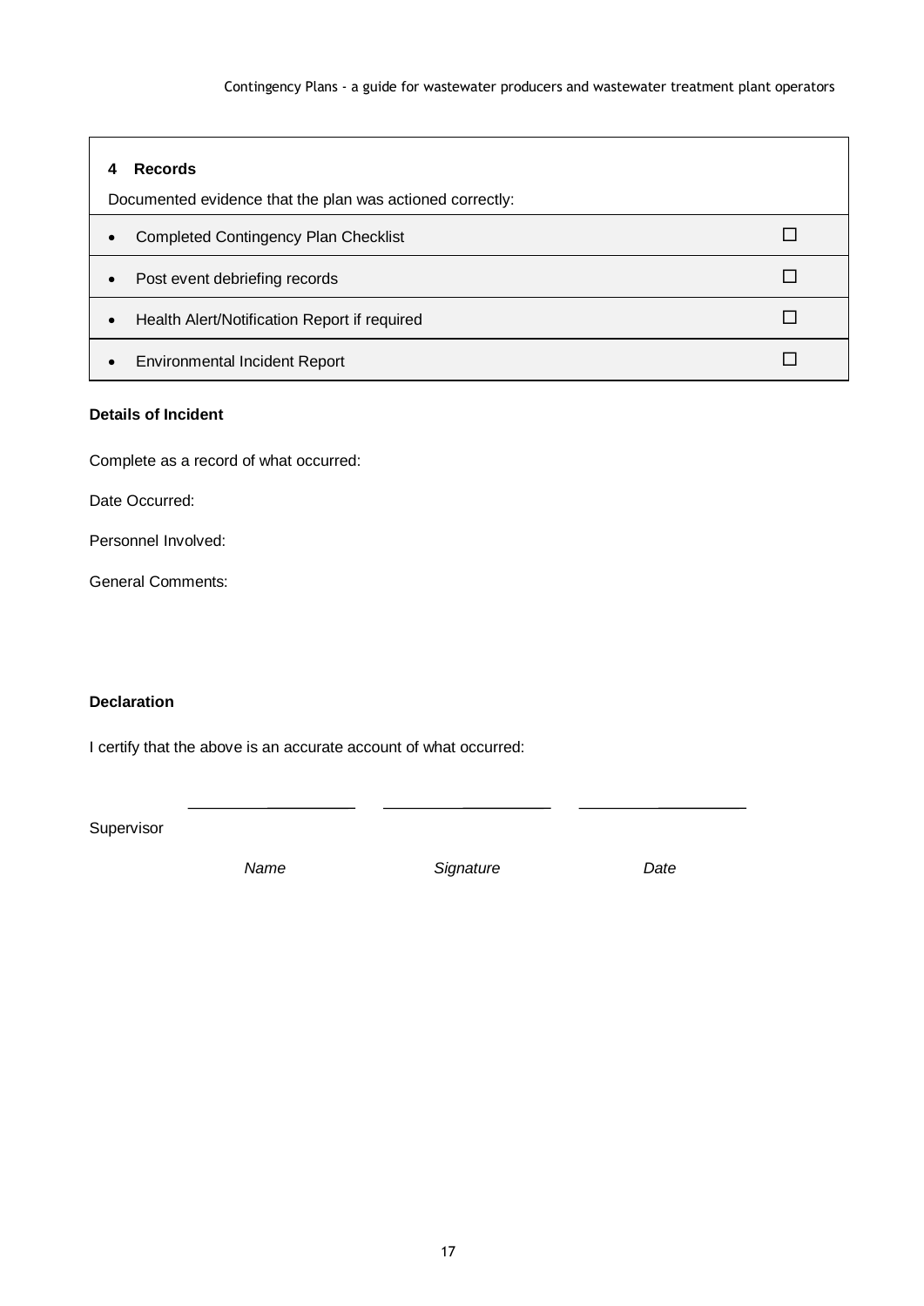| **4 Records**<br>Documented evidence that the plan was actioned correctly: | |
|---|---|
| • Completed Contingency Plan Checklist | ☐ |
| • Post event debriefing records | ☐ |
| • Health Alert/Notification Report if required | ☐ |
| • Environmental Incident Report | ☐ |

**Details of Incident**

Complete as a record of what occurred:

Date Occurred:

Personnel Involved:

General Comments:

**Declaration**

I certify that the above is an accurate account of what occurred:

| | ____________________ | ____________________ | ____________________ |
|---|---|---|---|
| Supervisor | *Name* | *Signature* | *Date* |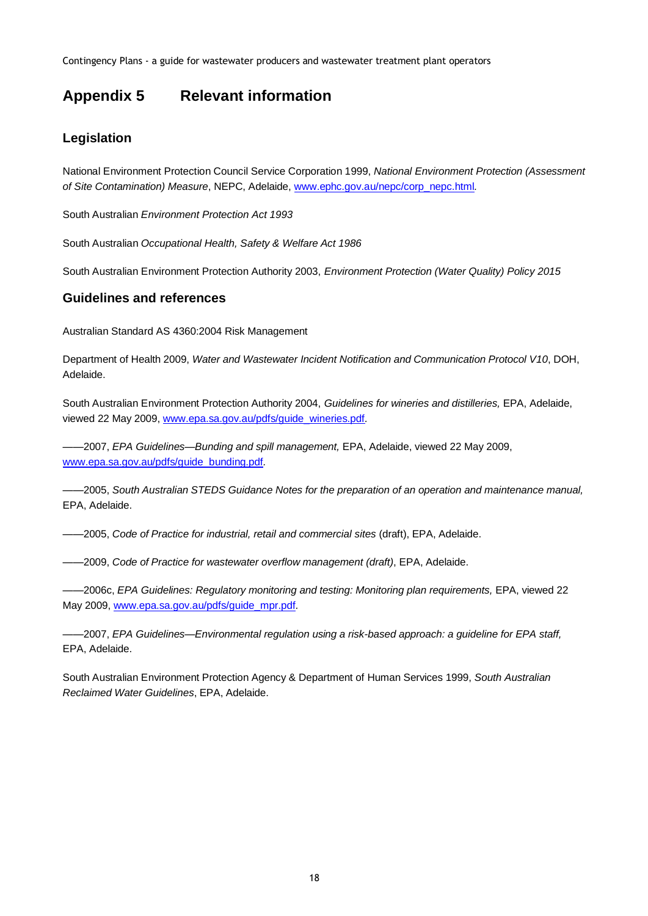# Appendix 5 Relevant information

## Legislation

National Environment Protection Council Service Corporation 1999, *National Environment Protection (Assessment of Site Contamination) Measure*, NEPC, Adelaide, www.ephc.gov.au/nepc/corp_nepc.html.

South Australian *Environment Protection Act 1993*

South Australian *Occupational Health, Safety & Welfare Act 1986*

South Australian Environment Protection Authority 2003, *Environment Protection (Water Quality) Policy 2015*

## Guidelines and references

Australian Standard AS 4360:2004 Risk Management

Department of Health 2009, *Water and Wastewater Incident Notification and Communication Protocol V10*, DOH, Adelaide.

South Australian Environment Protection Authority 2004, *Guidelines for wineries and distilleries,* EPA, Adelaide, viewed 22 May 2009, www.epa.sa.gov.au/pdfs/guide_wineries.pdf.

——2007, *EPA Guidelines—Bunding and spill management,* EPA, Adelaide, viewed 22 May 2009, www.epa.sa.gov.au/pdfs/guide_bunding.pdf.

——2005, *South Australian STEDS Guidance Notes for the preparation of an operation and maintenance manual,* EPA, Adelaide.

——2005, *Code of Practice for industrial, retail and commercial sites* (draft), EPA, Adelaide.

——2009, *Code of Practice for wastewater overflow management (draft)*, EPA, Adelaide.

——2006c, *EPA Guidelines: Regulatory monitoring and testing: Monitoring plan requirements,* EPA, viewed 22 May 2009, www.epa.sa.gov.au/pdfs/guide_mpr.pdf.

——2007, *EPA Guidelines—Environmental regulation using a risk-based approach: a guideline for EPA staff,* EPA, Adelaide.

South Australian Environment Protection Agency & Department of Human Services 1999, *South Australian Reclaimed Water Guidelines*, EPA, Adelaide.